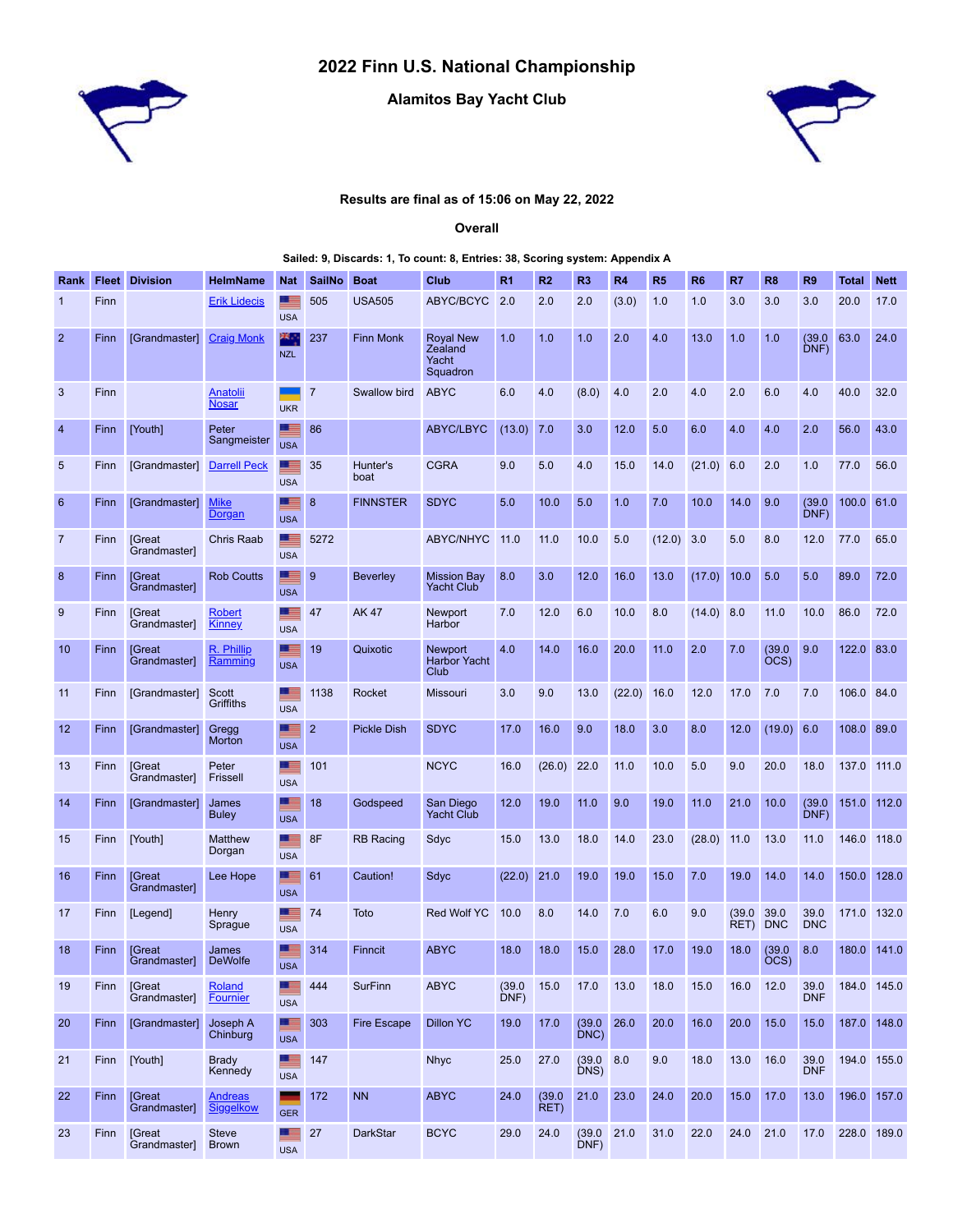# 2022 Finn U.S. National Championship

## Alamitos Bay Yacht Club

**Results are final as of 15:06 on May 22, 2022**

**Overall**

**Sailed: 9, Discards: 1, To count: 8, Entries: 38, Scoring system: Appendix A**

| Rank | Fleet | Division | HelmName | Nat | SailNo | Boat | Club | R1 | R2 | R3 | R4 | R5 | R6 | R7 | R8 | R9 | Total | Nett |
|---|---|---|---|---|---|---|---|---|---|---|---|---|---|---|---|---|---|---|
| 1 | Finn | | Erik Lidecis | USA | 505 | USA505 | ABYC/BCYC | 2.0 | 2.0 | 2.0 | (3.0) | 1.0 | 1.0 | 3.0 | 3.0 | 3.0 | 20.0 | 17.0 |
| 2 | Finn | [Grandmaster] | Craig Monk | NZL | 237 | Finn Monk | Royal New Zealand Yacht Squadron | 1.0 | 1.0 | 1.0 | 2.0 | 4.0 | 13.0 | 1.0 | 1.0 | (39.0 DNF) | 63.0 | 24.0 |
| 3 | Finn | | Anatolii Nosar | UKR | 7 | Swallow bird | ABYC | 6.0 | 4.0 | (8.0) | 4.0 | 2.0 | 4.0 | 2.0 | 6.0 | 4.0 | 40.0 | 32.0 |
| 4 | Finn | [Youth] | Peter Sangmeister | USA | 86 | | ABYC/LBYC | (13.0) | 7.0 | 3.0 | 12.0 | 5.0 | 6.0 | 4.0 | 4.0 | 2.0 | 56.0 | 43.0 |
| 5 | Finn | [Grandmaster] | Darrell Peck | USA | 35 | Hunter's boat | CGRA | 9.0 | 5.0 | 4.0 | 15.0 | 14.0 | (21.0) | 6.0 | 2.0 | 1.0 | 77.0 | 56.0 |
| 6 | Finn | [Grandmaster] | Mike Dorgan | USA | 8 | FINNSTER | SDYC | 5.0 | 10.0 | 5.0 | 1.0 | 7.0 | 10.0 | 14.0 | 9.0 | (39.0 DNF) | 100.0 | 61.0 |
| 7 | Finn | [Great Grandmaster] | Chris Raab | USA | 5272 | | ABYC/NHYC | 11.0 | 11.0 | 10.0 | 5.0 | (12.0) | 3.0 | 5.0 | 8.0 | 12.0 | 77.0 | 65.0 |
| 8 | Finn | [Great Grandmaster] | Rob Coutts | USA | 9 | Beverley | Mission Bay Yacht Club | 8.0 | 3.0 | 12.0 | 16.0 | 13.0 | (17.0) | 10.0 | 5.0 | 5.0 | 89.0 | 72.0 |
| 9 | Finn | [Great Grandmaster] | Robert Kinney | USA | 47 | AK 47 | Newport Harbor | 7.0 | 12.0 | 6.0 | 10.0 | 8.0 | (14.0) | 8.0 | 11.0 | 10.0 | 86.0 | 72.0 |
| 10 | Finn | [Great Grandmaster] | R. Phillip Ramming | USA | 19 | Quixotic | Newport Harbor Yacht Club | 4.0 | 14.0 | 16.0 | 20.0 | 11.0 | 2.0 | 7.0 | (39.0 OCS) | 9.0 | 122.0 | 83.0 |
| 11 | Finn | [Grandmaster] | Scott Griffiths | USA | 1138 | Rocket | Missouri | 3.0 | 9.0 | 13.0 | (22.0) | 16.0 | 12.0 | 17.0 | 7.0 | 7.0 | 106.0 | 84.0 |
| 12 | Finn | [Grandmaster] | Gregg Morton | USA | 2 | Pickle Dish | SDYC | 17.0 | 16.0 | 9.0 | 18.0 | 3.0 | 8.0 | 12.0 | (19.0) | 6.0 | 108.0 | 89.0 |
| 13 | Finn | [Great Grandmaster] | Peter Frissell | USA | 101 | | NCYC | 16.0 | (26.0) | 22.0 | 11.0 | 10.0 | 5.0 | 9.0 | 20.0 | 18.0 | 137.0 | 111.0 |
| 14 | Finn | [Grandmaster] | James Buley | USA | 18 | Godspeed | San Diego Yacht Club | 12.0 | 19.0 | 11.0 | 9.0 | 19.0 | 11.0 | 21.0 | 10.0 | (39.0 DNF) | 151.0 | 112.0 |
| 15 | Finn | [Youth] | Matthew Dorgan | USA | 8F | RB Racing | Sdyc | 15.0 | 13.0 | 18.0 | 14.0 | 23.0 | (28.0) | 11.0 | 13.0 | 11.0 | 146.0 | 118.0 |
| 16 | Finn | [Great Grandmaster] | Lee Hope | USA | 61 | Caution! | Sdyc | (22.0) | 21.0 | 19.0 | 19.0 | 15.0 | 7.0 | 19.0 | 14.0 | 14.0 | 150.0 | 128.0 |
| 17 | Finn | [Legend] | Henry Sprague | USA | 74 | Toto | Red Wolf YC | 10.0 | 8.0 | 14.0 | 7.0 | 6.0 | 9.0 | (39.0 RET) | 39.0 DNC | 39.0 DNC | 171.0 | 132.0 |
| 18 | Finn | [Great Grandmaster] | James DeWolfe | USA | 314 | Finncit | ABYC | 18.0 | 18.0 | 15.0 | 28.0 | 17.0 | 19.0 | 18.0 | (39.0 OCS) | 8.0 | 180.0 | 141.0 |
| 19 | Finn | [Great Grandmaster] | Roland Fournier | USA | 444 | SurFinn | ABYC | (39.0 DNF) | 15.0 | 17.0 | 13.0 | 18.0 | 15.0 | 16.0 | 12.0 | 39.0 DNF | 184.0 | 145.0 |
| 20 | Finn | [Grandmaster] | Joseph A Chinburg | USA | 303 | Fire Escape | Dillon YC | 19.0 | 17.0 | (39.0 DNC) | 26.0 | 20.0 | 16.0 | 20.0 | 15.0 | 15.0 | 187.0 | 148.0 |
| 21 | Finn | [Youth] | Brady Kennedy | USA | 147 | | Nhyc | 25.0 | 27.0 | (39.0 DNS) | 8.0 | 9.0 | 18.0 | 13.0 | 16.0 | 39.0 DNF | 194.0 | 155.0 |
| 22 | Finn | [Great Grandmaster] | Andreas Siggelkow | GER | 172 | NN | ABYC | 24.0 | (39.0 RET) | 21.0 | 23.0 | 24.0 | 20.0 | 15.0 | 17.0 | 13.0 | 196.0 | 157.0 |
| 23 | Finn | [Great Grandmaster] | Steve Brown | USA | 27 | DarkStar | BCYC | 29.0 | 24.0 | (39.0 DNF) | 21.0 | 31.0 | 22.0 | 24.0 | 21.0 | 17.0 | 228.0 | 189.0 |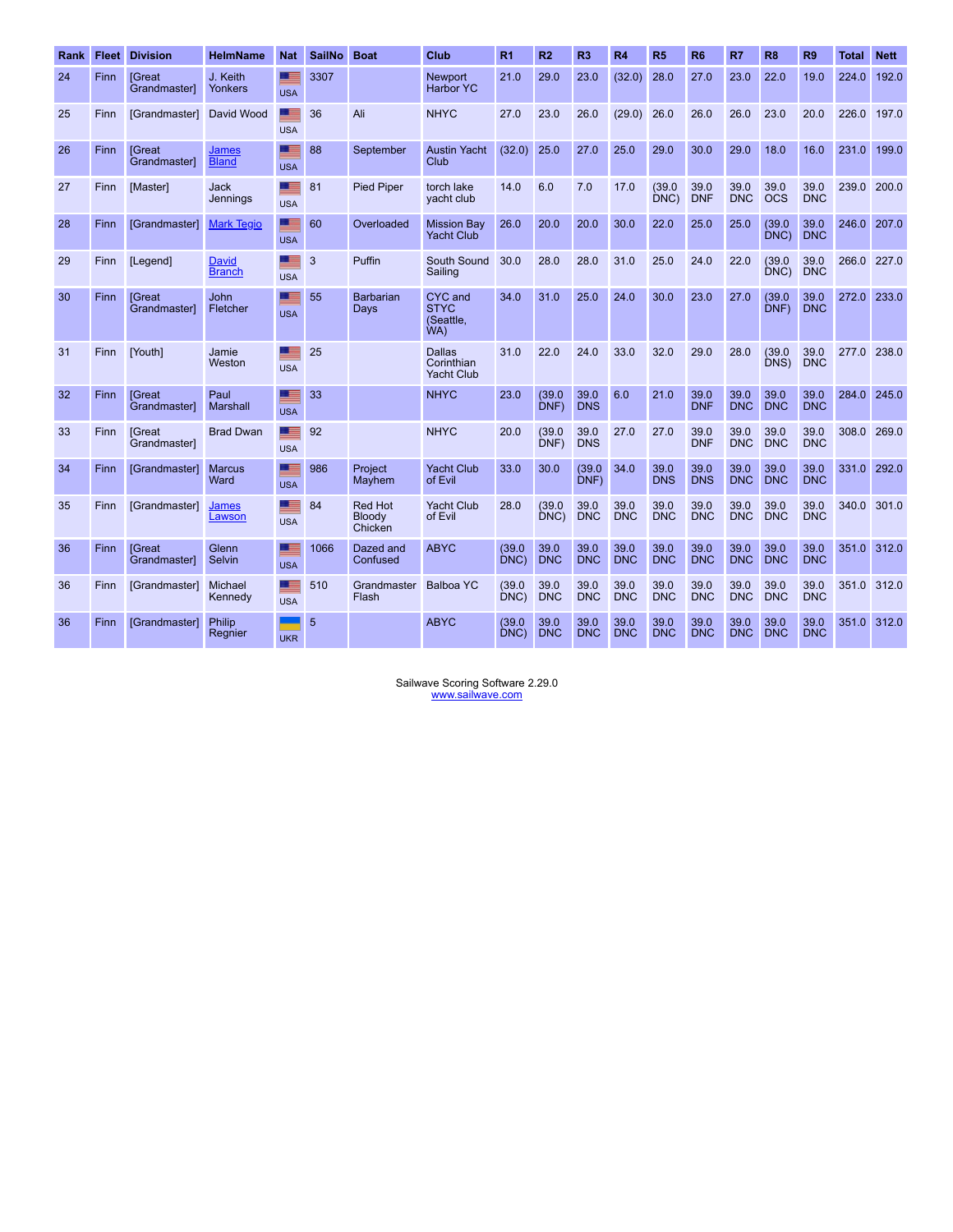| Rank | Fleet | Division | HelmName | Nat | SailNo | Boat | Club | R1 | R2 | R3 | R4 | R5 | R6 | R7 | R8 | R9 | Total | Nett |
|---|---|---|---|---|---|---|---|---|---|---|---|---|---|---|---|---|---|---|
| 24 | Finn | [Great Grandmaster] | J. Keith Yonkers | USA | 3307 | | Newport Harbor YC | 21.0 | 29.0 | 23.0 | (32.0) | 28.0 | 27.0 | 23.0 | 22.0 | 19.0 | 224.0 | 192.0 |
| 25 | Finn | [Grandmaster] | David Wood | USA | 36 | Ali | NHYC | 27.0 | 23.0 | 26.0 | (29.0) | 26.0 | 26.0 | 26.0 | 23.0 | 20.0 | 226.0 | 197.0 |
| 26 | Finn | [Great Grandmaster] | James Bland | USA | 88 | September | Austin Yacht Club | (32.0) | 25.0 | 27.0 | 25.0 | 29.0 | 30.0 | 29.0 | 18.0 | 16.0 | 231.0 | 199.0 |
| 27 | Finn | [Master] | Jack Jennings | USA | 81 | Pied Piper | torch lake yacht club | 14.0 | 6.0 | 7.0 | 17.0 | (39.0 DNC) | 39.0 DNF | 39.0 DNC | 39.0 OCS | 39.0 DNC | 239.0 | 200.0 |
| 28 | Finn | [Grandmaster] | Mark Tegio | USA | 60 | Overloaded | Mission Bay Yacht Club | 26.0 | 20.0 | 20.0 | 30.0 | 22.0 | 25.0 | 25.0 | (39.0 DNC) | 39.0 DNC | 246.0 | 207.0 |
| 29 | Finn | [Legend] | David Branch | USA | 3 | Puffin | South Sound Sailing | 30.0 | 28.0 | 28.0 | 31.0 | 25.0 | 24.0 | 22.0 | (39.0 DNC) | 39.0 DNC | 266.0 | 227.0 |
| 30 | Finn | [Great Grandmaster] | John Fletcher | USA | 55 | Barbarian Days | CYC and STYC (Seattle, WA) | 34.0 | 31.0 | 25.0 | 24.0 | 30.0 | 23.0 | 27.0 | (39.0 DNF) | 39.0 DNC | 272.0 | 233.0 |
| 31 | Finn | [Youth] | Jamie Weston | USA | 25 | | Dallas Corinthian Yacht Club | 31.0 | 22.0 | 24.0 | 33.0 | 32.0 | 29.0 | 28.0 | (39.0 DNS) | 39.0 DNC | 277.0 | 238.0 |
| 32 | Finn | [Great Grandmaster] | Paul Marshall | USA | 33 | | NHYC | 23.0 | (39.0 DNF) | 39.0 DNS | 6.0 | 21.0 | 39.0 DNF | 39.0 DNC | 39.0 DNC | 39.0 DNC | 284.0 | 245.0 |
| 33 | Finn | [Great Grandmaster] | Brad Dwan | USA | 92 | | NHYC | 20.0 | (39.0 DNF) | 39.0 DNS | 27.0 | 27.0 | 39.0 DNF | 39.0 DNC | 39.0 DNC | 39.0 DNC | 308.0 | 269.0 |
| 34 | Finn | [Grandmaster] | Marcus Ward | USA | 986 | Project Mayhem | Yacht Club of Evil | 33.0 | 30.0 | (39.0 DNF) | 34.0 | 39.0 DNS | 39.0 DNS | 39.0 DNC | 39.0 DNC | 39.0 DNC | 331.0 | 292.0 |
| 35 | Finn | [Grandmaster] | James Lawson | USA | 84 | Red Hot Bloody Chicken | Yacht Club of Evil | 28.0 | (39.0 DNC) | 39.0 DNC | 39.0 DNC | 39.0 DNC | 39.0 DNC | 39.0 DNC | 39.0 DNC | 39.0 DNC | 340.0 | 301.0 |
| 36 | Finn | [Great Grandmaster] | Glenn Selvin | USA | 1066 | Dazed and Confused | ABYC | (39.0 DNC) | 39.0 DNC | 39.0 DNC | 39.0 DNC | 39.0 DNC | 39.0 DNC | 39.0 DNC | 39.0 DNC | 39.0 DNC | 351.0 | 312.0 |
| 36 | Finn | [Grandmaster] | Michael Kennedy | USA | 510 | Grandmaster Flash | Balboa YC | (39.0 DNC) | 39.0 DNC | 39.0 DNC | 39.0 DNC | 39.0 DNC | 39.0 DNC | 39.0 DNC | 39.0 DNC | 39.0 DNC | 351.0 | 312.0 |
| 36 | Finn | [Grandmaster] | Philip Regnier | UKR | 5 | | ABYC | (39.0 DNC) | 39.0 DNC | 39.0 DNC | 39.0 DNC | 39.0 DNC | 39.0 DNC | 39.0 DNC | 39.0 DNC | 39.0 DNC | 351.0 | 312.0 |

Sailwave Scoring Software 2.29.0
www.sailwave.com